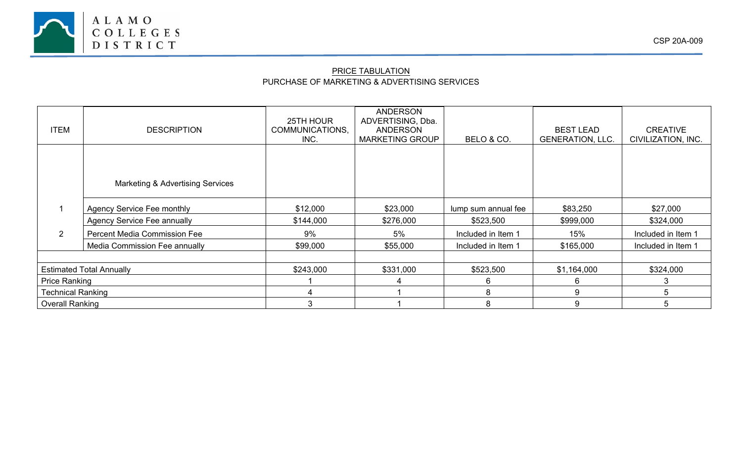ALAMO COLLEGES DISTRICT

CSP 20A-009

## PRICE TABULATION

PURCHASE OF MARKETING & ADVERTISING SERVICES

| ITEM | DESCRIPTION | 25TH HOUR COMMUNICATIONS, INC. | ANDERSON ADVERTISING, Dba. ANDERSON MARKETING GROUP | BELO & CO. | BEST LEAD GENERATION, LLC. | CREATIVE CIVILIZATION, INC. |
|---|---|---|---|---|---|---|
| | Marketing & Advertising Services | | | | | |
| 1 | Agency Service Fee monthly | $12,000 | $23,000 | lump sum annual fee | $83,250 | $27,000 |
| | Agency Service Fee annually | $144,000 | $276,000 | $523,500 | $999,000 | $324,000 |
| 2 | Percent Media Commission Fee | 9% | 5% | Included in Item 1 | 15% | Included in Item 1 |
| | Media Commission Fee annually | $99,000 | $55,000 | Included in Item 1 | $165,000 | Included in Item 1 |
| | | | | | | |
| Estimated Total Annually | | $243,000 | $331,000 | $523,500 | $1,164,000 | $324,000 |
| Price Ranking | | 1 | 4 | 6 | 6 | 3 |
| Technical Ranking | | 4 | 1 | 8 | 9 | 5 |
| Overall Ranking | | 3 | 1 | 8 | 9 | 5 |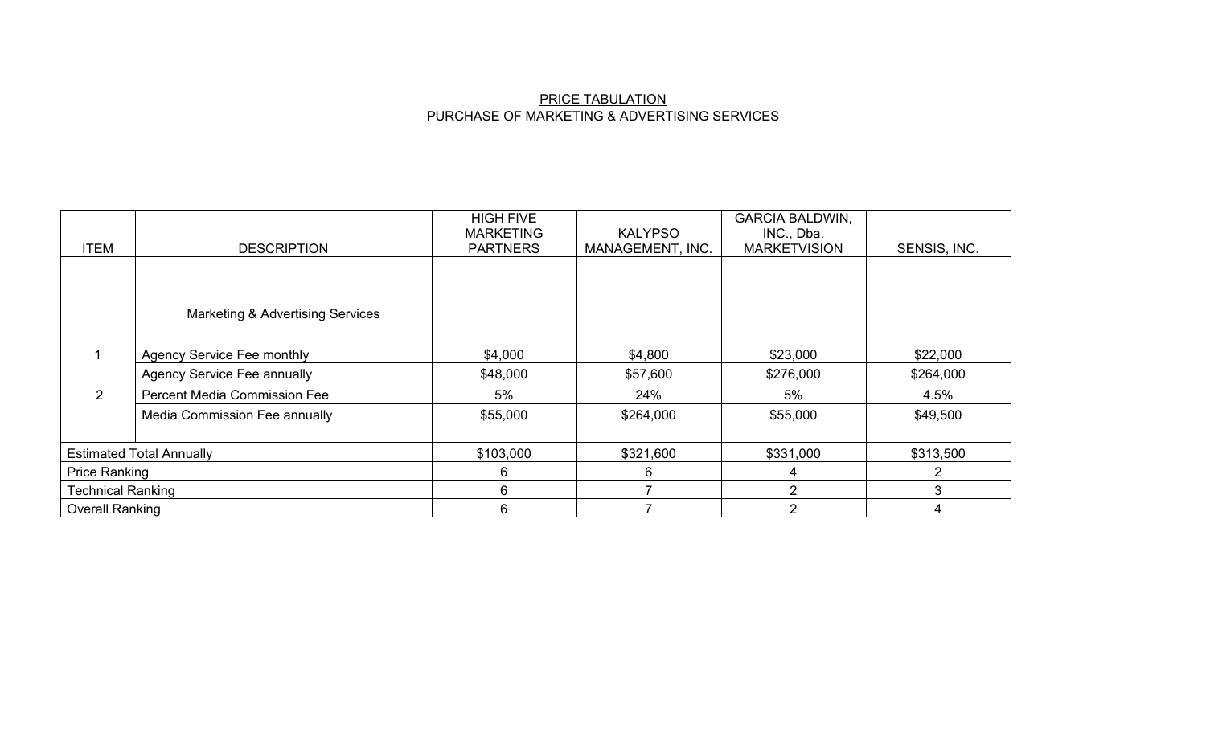PRICE TABULATION

PURCHASE OF MARKETING & ADVERTISING SERVICES

| ITEM | DESCRIPTION | HIGH FIVE MARKETING PARTNERS | KALYPSO MANAGEMENT, INC. | GARCIA BALDWIN, INC., Dba. MARKETVISION | SENSIS, INC. |
|---|---|---|---|---|---|
| | Marketing & Advertising Services | | | | |
| 1 | Agency Service Fee monthly | $4,000 | $4,800 | $23,000 | $22,000 |
| | Agency Service Fee annually | $48,000 | $57,600 | $276,000 | $264,000 |
| 2 | Percent Media Commission Fee | 5% | 24% | 5% | 4.5% |
| | Media Commission Fee annually | $55,000 | $264,000 | $55,000 | $49,500 |
| | | | | | |
| Estimated Total Annually | | $103,000 | $321,600 | $331,000 | $313,500 |
| Price Ranking | | 6 | 6 | 4 | 2 |
| Technical Ranking | | 6 | 7 | 2 | 3 |
| Overall Ranking | | 6 | 7 | 2 | 4 |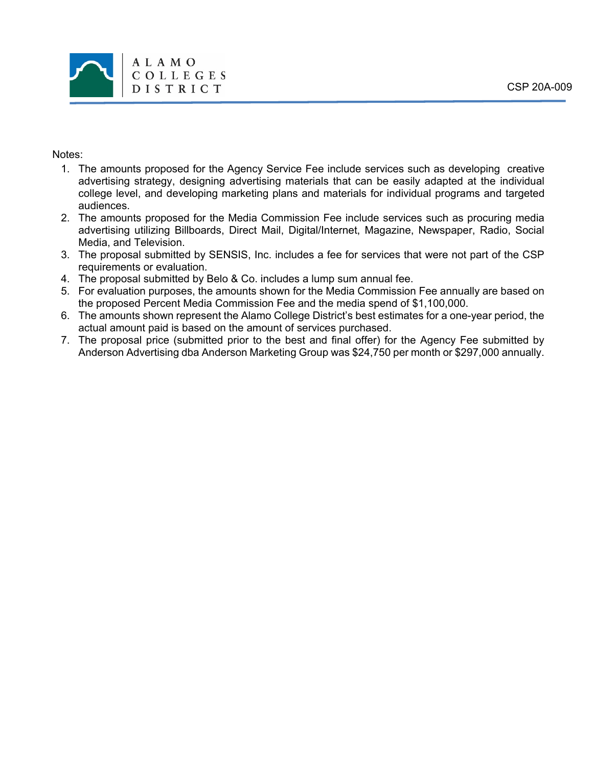Notes:

1. The amounts proposed for the Agency Service Fee include services such as developing creative advertising strategy, designing advertising materials that can be easily adapted at the individual college level, and developing marketing plans and materials for individual programs and targeted audiences.
2. The amounts proposed for the Media Commission Fee include services such as procuring media advertising utilizing Billboards, Direct Mail, Digital/Internet, Magazine, Newspaper, Radio, Social Media, and Television.
3. The proposal submitted by SENSIS, Inc. includes a fee for services that were not part of the CSP requirements or evaluation.
4. The proposal submitted by Belo & Co. includes a lump sum annual fee.
5. For evaluation purposes, the amounts shown for the Media Commission Fee annually are based on the proposed Percent Media Commission Fee and the media spend of $1,100,000.
6. The amounts shown represent the Alamo College District's best estimates for a one-year period, the actual amount paid is based on the amount of services purchased.
7. The proposal price (submitted prior to the best and final offer) for the Agency Fee submitted by Anderson Advertising dba Anderson Marketing Group was $24,750 per month or $297,000 annually.